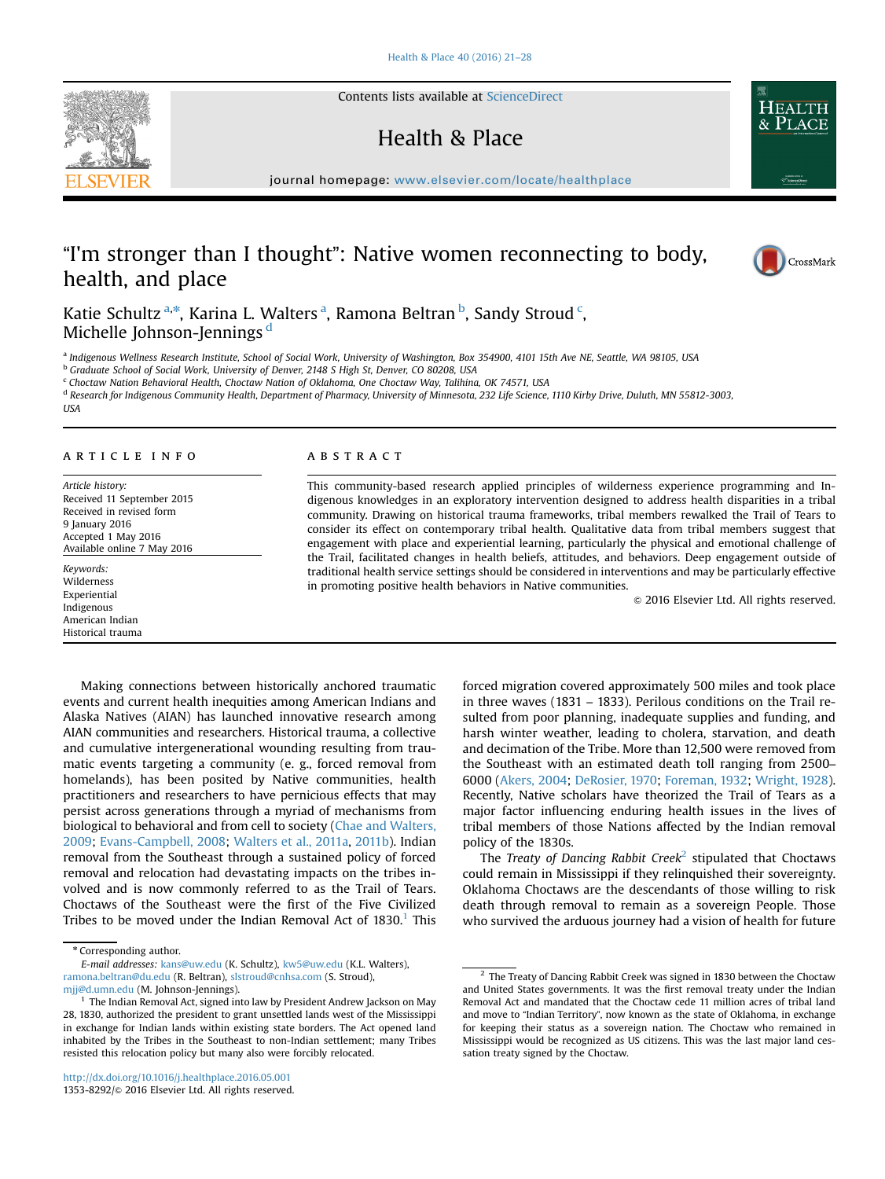# "I'm stronger than I thought": Native women reconnecting to body, health, and place

Katie Schultz [a,*], Karina L. Walters [a], Ramona Beltran [b], Sandy Stroud [c], Michelle Johnson-Jennings [d]

[a] Indigenous Wellness Research Institute, School of Social Work, University of Washington, Box 354900, 4101 15th Ave NE, Seattle, WA 98105, USA

[b] Graduate School of Social Work, University of Denver, 2148 S High St, Denver, CO 80208, USA

[c] Choctaw Nation Behavioral Health, Choctaw Nation of Oklahoma, One Choctaw Way, Talihina, OK 74571, USA

[d] Research for Indigenous Community Health, Department of Pharmacy, University of Minnesota, 232 Life Science, 1110 Kirby Drive, Duluth, MN 55812-3003, USA

## ARTICLE INFO

*Article history:*
Received 11 September 2015
Received in revised form
9 January 2016
Accepted 1 May 2016
Available online 7 May 2016

*Keywords:*
Wilderness
Experiential
Indigenous
American Indian
Historical trauma

## ABSTRACT

This community-based research applied principles of wilderness experience programming and Indigenous knowledges in an exploratory intervention designed to address health disparities in a tribal community. Drawing on historical trauma frameworks, tribal members rewalked the Trail of Tears to consider its effect on contemporary tribal health. Qualitative data from tribal members suggest that engagement with place and experiential learning, particularly the physical and emotional challenge of the Trail, facilitated changes in health beliefs, attitudes, and behaviors. Deep engagement outside of traditional health service settings should be considered in interventions and may be particularly effective in promoting positive health behaviors in Native communities.

© 2016 Elsevier Ltd. All rights reserved.

Making connections between historically anchored traumatic events and current health inequities among American Indians and Alaska Natives (AIAN) has launched innovative research among AIAN communities and researchers. Historical trauma, a collective and cumulative intergenerational wounding resulting from traumatic events targeting a community (e. g., forced removal from homelands), has been posited by Native communities, health practitioners and researchers to have pernicious effects that may persist across generations through a myriad of mechanisms from biological to behavioral and from cell to society (Chae and Walters, 2009; Evans-Campbell, 2008; Walters et al., 2011a, 2011b). Indian removal from the Southeast through a sustained policy of forced removal and relocation had devastating impacts on the tribes involved and is now commonly referred to as the Trail of Tears. Choctaws of the Southeast were the first of the Five Civilized Tribes to be moved under the Indian Removal Act of 1830.[1] This forced migration covered approximately 500 miles and took place in three waves (1831 – 1833). Perilous conditions on the Trail resulted from poor planning, inadequate supplies and funding, and harsh winter weather, leading to cholera, starvation, and death and decimation of the Tribe. More than 12,500 were removed from the Southeast with an estimated death toll ranging from 2500–6000 (Akers, 2004; DeRosier, 1970; Foreman, 1932; Wright, 1928). Recently, Native scholars have theorized the Trail of Tears as a major factor influencing enduring health issues in the lives of tribal members of those Nations affected by the Indian removal policy of the 1830s.

The *Treaty of Dancing Rabbit Creek*[2] stipulated that Choctaws could remain in Mississippi if they relinquished their sovereignty. Oklahoma Choctaws are the descendants of those willing to risk death through removal to remain as a sovereign People. Those who survived the arduous journey had a vision of health for future

---

* Corresponding author.
*E-mail addresses:* kans@uw.edu (K. Schultz), kw5@uw.edu (K.L. Walters), ramona.beltran@du.edu (R. Beltran), slstroud@cnhsa.com (S. Stroud), mjj@d.umn.edu (M. Johnson-Jennings).

[1] The Indian Removal Act, signed into law by President Andrew Jackson on May 28, 1830, authorized the president to grant unsettled lands west of the Mississippi in exchange for Indian lands within existing state borders. The Act opened land inhabited by the Tribes in the Southeast to non-Indian settlement; many Tribes resisted this relocation policy but many also were forcibly relocated.

[2] The Treaty of Dancing Rabbit Creek was signed in 1830 between the Choctaw and United States governments. It was the first removal treaty under the Indian Removal Act and mandated that the Choctaw cede 11 million acres of tribal land and move to "Indian Territory", now known as the state of Oklahoma, in exchange for keeping their status as a sovereign nation. The Choctaw who remained in Mississippi would be recognized as US citizens. This was the last major land cessation treaty signed by the Choctaw.

http://dx.doi.org/10.1016/j.healthplace.2016.05.001
1353-8292/© 2016 Elsevier Ltd. All rights reserved.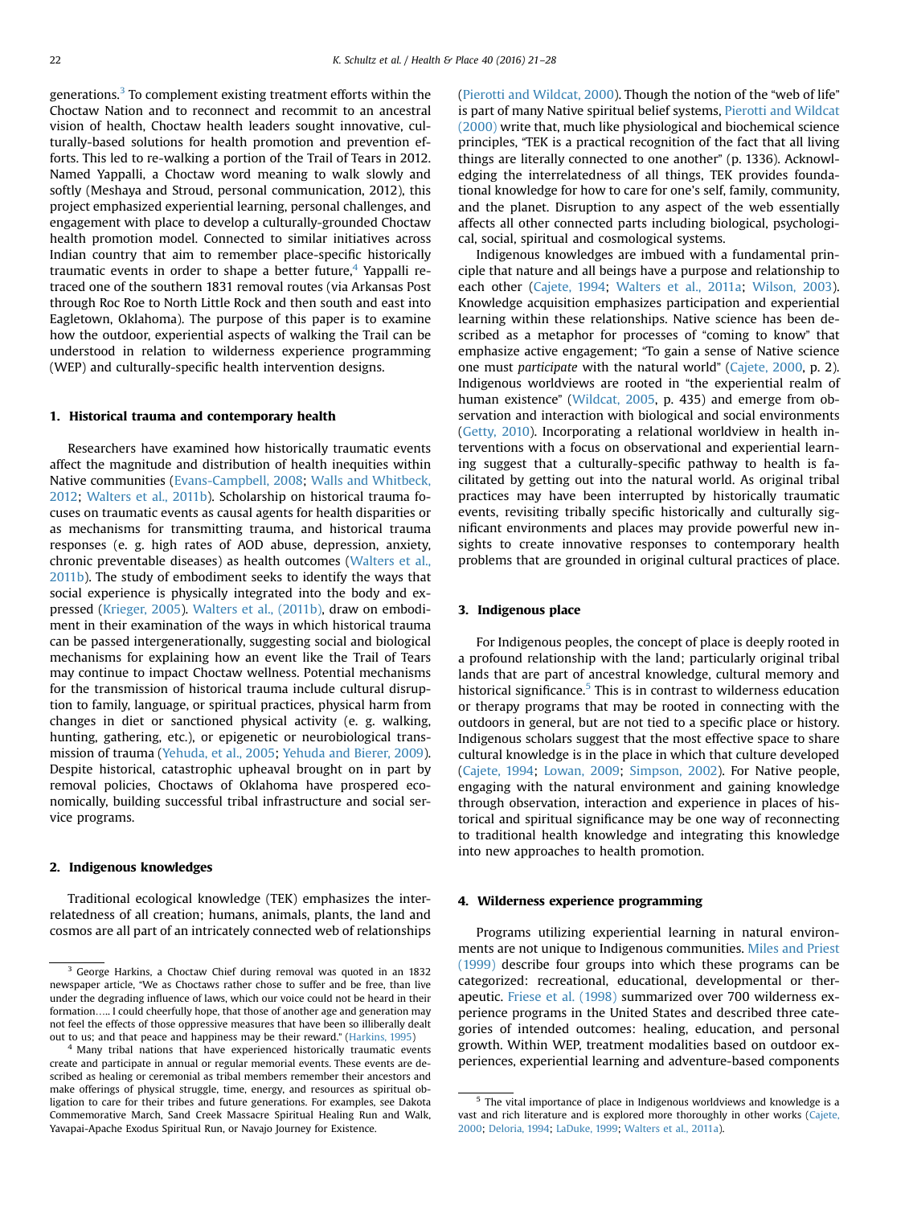generations.[3] To complement existing treatment efforts within the Choctaw Nation and to reconnect and recommit to an ancestral vision of health, Choctaw health leaders sought innovative, culturally-based solutions for health promotion and prevention efforts. This led to re-walking a portion of the Trail of Tears in 2012. Named Yappalli, a Choctaw word meaning to walk slowly and softly (Meshaya and Stroud, personal communication, 2012), this project emphasized experiential learning, personal challenges, and engagement with place to develop a culturally-grounded Choctaw health promotion model. Connected to similar initiatives across Indian country that aim to remember place-specific historically traumatic events in order to shape a better future,[4] Yappalli retraced one of the southern 1831 removal routes (via Arkansas Post through Roc Roe to North Little Rock and then south and east into Eagletown, Oklahoma). The purpose of this paper is to examine how the outdoor, experiential aspects of walking the Trail can be understood in relation to wilderness experience programming (WEP) and culturally-specific health intervention designs.

## 1. Historical trauma and contemporary health

Researchers have examined how historically traumatic events affect the magnitude and distribution of health inequities within Native communities (Evans-Campbell, 2008; Walls and Whitbeck, 2012; Walters et al., 2011b). Scholarship on historical trauma focuses on traumatic events as causal agents for health disparities or as mechanisms for transmitting trauma, and historical trauma responses (e. g. high rates of AOD abuse, depression, anxiety, chronic preventable diseases) as health outcomes (Walters et al., 2011b). The study of embodiment seeks to identify the ways that social experience is physically integrated into the body and expressed (Krieger, 2005). Walters et al., (2011b), draw on embodiment in their examination of the ways in which historical trauma can be passed intergenerationally, suggesting social and biological mechanisms for explaining how an event like the Trail of Tears may continue to impact Choctaw wellness. Potential mechanisms for the transmission of historical trauma include cultural disruption to family, language, or spiritual practices, physical harm from changes in diet or sanctioned physical activity (e. g. walking, hunting, gathering, etc.), or epigenetic or neurobiological transmission of trauma (Yehuda, et al., 2005; Yehuda and Bierer, 2009). Despite historical, catastrophic upheaval brought on in part by removal policies, Choctaws of Oklahoma have prospered economically, building successful tribal infrastructure and social service programs.

## 2. Indigenous knowledges

Traditional ecological knowledge (TEK) emphasizes the interrelatedness of all creation; humans, animals, plants, the land and cosmos are all part of an intricately connected web of relationships (Pierotti and Wildcat, 2000). Though the notion of the "web of life" is part of many Native spiritual belief systems, Pierotti and Wildcat (2000) write that, much like physiological and biochemical science principles, "TEK is a practical recognition of the fact that all living things are literally connected to one another" (p. 1336). Acknowledging the interrelatedness of all things, TEK provides foundational knowledge for how to care for one's self, family, community, and the planet. Disruption to any aspect of the web essentially affects all other connected parts including biological, psychological, social, spiritual and cosmological systems.

Indigenous knowledges are imbued with a fundamental principle that nature and all beings have a purpose and relationship to each other (Cajete, 1994; Walters et al., 2011a; Wilson, 2003). Knowledge acquisition emphasizes participation and experiential learning within these relationships. Native science has been described as a metaphor for processes of "coming to know" that emphasize active engagement; "To gain a sense of Native science one must *participate* with the natural world" (Cajete, 2000, p. 2). Indigenous worldviews are rooted in "the experiential realm of human existence" (Wildcat, 2005, p. 435) and emerge from observation and interaction with biological and social environments (Getty, 2010). Incorporating a relational worldview in health interventions with a focus on observational and experiential learning suggest that a culturally-specific pathway to health is facilitated by getting out into the natural world. As original tribal practices may have been interrupted by historically traumatic events, revisiting tribally specific historically and culturally significant environments and places may provide powerful new insights to create innovative responses to contemporary health problems that are grounded in original cultural practices of place.

## 3. Indigenous place

For Indigenous peoples, the concept of place is deeply rooted in a profound relationship with the land; particularly original tribal lands that are part of ancestral knowledge, cultural memory and historical significance.[5] This is in contrast to wilderness education or therapy programs that may be rooted in connecting with the outdoors in general, but are not tied to a specific place or history. Indigenous scholars suggest that the most effective space to share cultural knowledge is in the place in which that culture developed (Cajete, 1994; Lowan, 2009; Simpson, 2002). For Native people, engaging with the natural environment and gaining knowledge through observation, interaction and experience in places of historical and spiritual significance may be one way of reconnecting to traditional health knowledge and integrating this knowledge into new approaches to health promotion.

## 4. Wilderness experience programming

Programs utilizing experiential learning in natural environments are not unique to Indigenous communities. Miles and Priest (1999) describe four groups into which these programs can be categorized: recreational, educational, developmental or therapeutic. Friese et al. (1998) summarized over 700 wilderness experience programs in the United States and described three categories of intended outcomes: healing, education, and personal growth. Within WEP, treatment modalities based on outdoor experiences, experiential learning and adventure-based components

[3] George Harkins, a Choctaw Chief during removal was quoted in an 1832 newspaper article, "We as Choctaws rather chose to suffer and be free, than live under the degrading influence of laws, which our voice could not be heard in their formation….. I could cheerfully hope, that those of another age and generation may not feel the effects of those oppressive measures that have been so illiberally dealt out to us; and that peace and happiness may be their reward." (Harkins, 1995)

[4] Many tribal nations that have experienced historically traumatic events create and participate in annual or regular memorial events. These events are described as healing or ceremonial as tribal members remember their ancestors and make offerings of physical struggle, time, energy, and resources as spiritual obligation to care for their tribes and future generations. For examples, see Dakota Commemorative March, Sand Creek Massacre Spiritual Healing Run and Walk, Yavapai-Apache Exodus Spiritual Run, or Navajo Journey for Existence.

[5] The vital importance of place in Indigenous worldviews and knowledge is a vast and rich literature and is explored more thoroughly in other works (Cajete, 2000; Deloria, 1994; LaDuke, 1999; Walters et al., 2011a).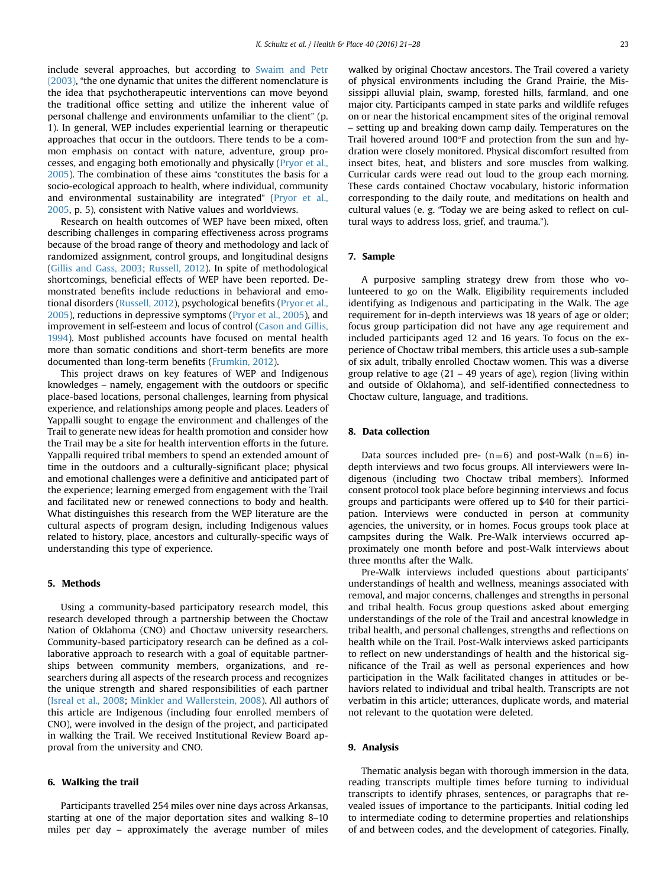include several approaches, but according to Swaim and Petr (2003), "the one dynamic that unites the different nomenclature is the idea that psychotherapeutic interventions can move beyond the traditional office setting and utilize the inherent value of personal challenge and environments unfamiliar to the client" (p. 1). In general, WEP includes experiential learning or therapeutic approaches that occur in the outdoors. There tends to be a common emphasis on contact with nature, adventure, group processes, and engaging both emotionally and physically (Pryor et al., 2005). The combination of these aims "constitutes the basis for a socio-ecological approach to health, where individual, community and environmental sustainability are integrated" (Pryor et al., 2005, p. 5), consistent with Native values and worldviews.

Research on health outcomes of WEP have been mixed, often describing challenges in comparing effectiveness across programs because of the broad range of theory and methodology and lack of randomized assignment, control groups, and longitudinal designs (Gillis and Gass, 2003; Russell, 2012). In spite of methodological shortcomings, beneficial effects of WEP have been reported. Demonstrated benefits include reductions in behavioral and emotional disorders (Russell, 2012), psychological benefits (Pryor et al., 2005), reductions in depressive symptoms (Pryor et al., 2005), and improvement in self-esteem and locus of control (Cason and Gillis, 1994). Most published accounts have focused on mental health more than somatic conditions and short-term benefits are more documented than long-term benefits (Frumkin, 2012).

This project draws on key features of WEP and Indigenous knowledges – namely, engagement with the outdoors or specific place-based locations, personal challenges, learning from physical experience, and relationships among people and places. Leaders of Yappalli sought to engage the environment and challenges of the Trail to generate new ideas for health promotion and consider how the Trail may be a site for health intervention efforts in the future. Yappalli required tribal members to spend an extended amount of time in the outdoors and a culturally-significant place; physical and emotional challenges were a definitive and anticipated part of the experience; learning emerged from engagement with the Trail and facilitated new or renewed connections to body and health. What distinguishes this research from the WEP literature are the cultural aspects of program design, including Indigenous values related to history, place, ancestors and culturally-specific ways of understanding this type of experience.

## 5. Methods

Using a community-based participatory research model, this research developed through a partnership between the Choctaw Nation of Oklahoma (CNO) and Choctaw university researchers. Community-based participatory research can be defined as a collaborative approach to research with a goal of equitable partnerships between community members, organizations, and researchers during all aspects of the research process and recognizes the unique strength and shared responsibilities of each partner (Isreal et al., 2008; Minkler and Wallerstein, 2008). All authors of this article are Indigenous (including four enrolled members of CNO), were involved in the design of the project, and participated in walking the Trail. We received Institutional Review Board approval from the university and CNO.

## 6. Walking the trail

Participants travelled 254 miles over nine days across Arkansas, starting at one of the major deportation sites and walking 8–10 miles per day – approximately the average number of miles walked by original Choctaw ancestors. The Trail covered a variety of physical environments including the Grand Prairie, the Mississippi alluvial plain, swamp, forested hills, farmland, and one major city. Participants camped in state parks and wildlife refuges on or near the historical encampment sites of the original removal – setting up and breaking down camp daily. Temperatures on the Trail hovered around 100°F and protection from the sun and hydration were closely monitored. Physical discomfort resulted from insect bites, heat, and blisters and sore muscles from walking. Curricular cards were read out loud to the group each morning. These cards contained Choctaw vocabulary, historic information corresponding to the daily route, and meditations on health and cultural values (e. g. "Today we are being asked to reflect on cultural ways to address loss, grief, and trauma.").

## 7. Sample

A purposive sampling strategy drew from those who volunteered to go on the Walk. Eligibility requirements included identifying as Indigenous and participating in the Walk. The age requirement for in-depth interviews was 18 years of age or older; focus group participation did not have any age requirement and included participants aged 12 and 16 years. To focus on the experience of Choctaw tribal members, this article uses a sub-sample of six adult, tribally enrolled Choctaw women. This was a diverse group relative to age (21 – 49 years of age), region (living within and outside of Oklahoma), and self-identified connectedness to Choctaw culture, language, and traditions.

## 8. Data collection

Data sources included pre- ($n=6$) and post-Walk ($n=6$) in-depth interviews and two focus groups. All interviewers were Indigenous (including two Choctaw tribal members). Informed consent protocol took place before beginning interviews and focus groups and participants were offered up to $40 for their participation. Interviews were conducted in person at community agencies, the university, or in homes. Focus groups took place at campsites during the Walk. Pre-Walk interviews occurred approximately one month before and post-Walk interviews about three months after the Walk.

Pre-Walk interviews included questions about participants' understandings of health and wellness, meanings associated with removal, and major concerns, challenges and strengths in personal and tribal health. Focus group questions asked about emerging understandings of the role of the Trail and ancestral knowledge in tribal health, and personal challenges, strengths and reflections on health while on the Trail. Post-Walk interviews asked participants to reflect on new understandings of health and the historical significance of the Trail as well as personal experiences and how participation in the Walk facilitated changes in attitudes or behaviors related to individual and tribal health. Transcripts are not verbatim in this article; utterances, duplicate words, and material not relevant to the quotation were deleted.

## 9. Analysis

Thematic analysis began with thorough immersion in the data, reading transcripts multiple times before turning to individual transcripts to identify phrases, sentences, or paragraphs that revealed issues of importance to the participants. Initial coding led to intermediate coding to determine properties and relationships of and between codes, and the development of categories. Finally,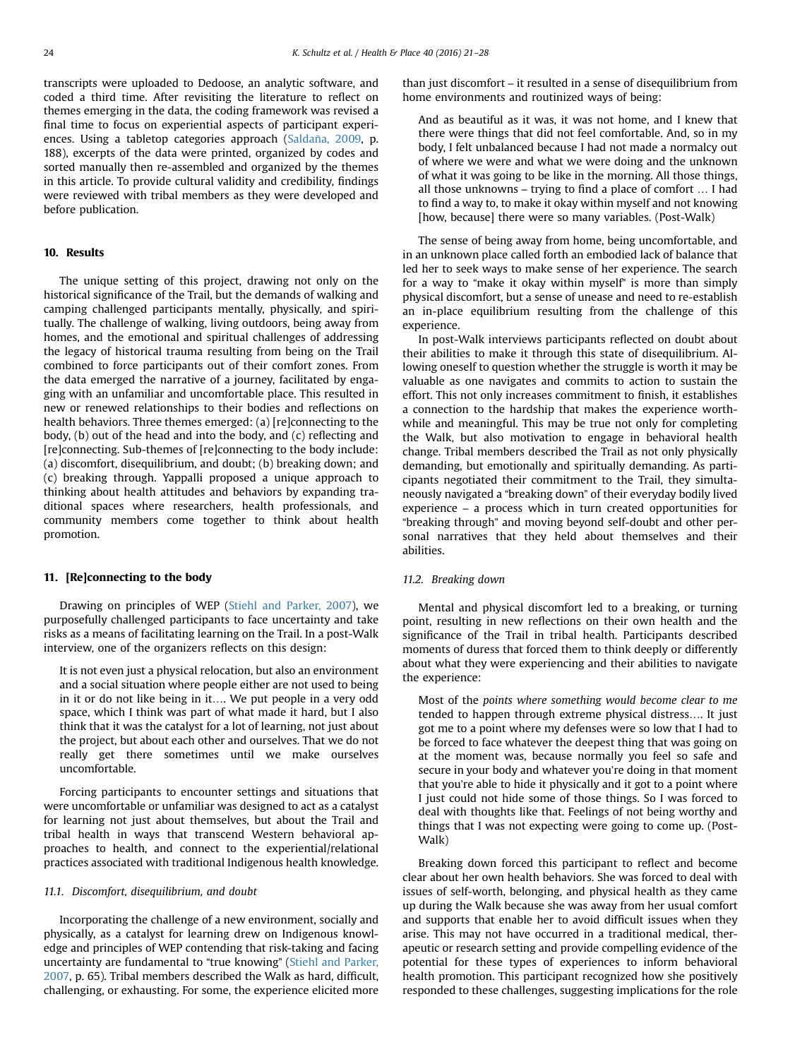transcripts were uploaded to Dedoose, an analytic software, and coded a third time. After revisiting the literature to reflect on themes emerging in the data, the coding framework was revised a final time to focus on experiential aspects of participant experiences. Using a tabletop categories approach (Saldaña, 2009, p. 188), excerpts of the data were printed, organized by codes and sorted manually then re-assembled and organized by the themes in this article. To provide cultural validity and credibility, findings were reviewed with tribal members as they were developed and before publication.

## 10. Results

The unique setting of this project, drawing not only on the historical significance of the Trail, but the demands of walking and camping challenged participants mentally, physically, and spiritually. The challenge of walking, living outdoors, being away from homes, and the emotional and spiritual challenges of addressing the legacy of historical trauma resulting from being on the Trail combined to force participants out of their comfort zones. From the data emerged the narrative of a journey, facilitated by engaging with an unfamiliar and uncomfortable place. This resulted in new or renewed relationships to their bodies and reflections on health behaviors. Three themes emerged: (a) [re]connecting to the body, (b) out of the head and into the body, and (c) reflecting and [re]connecting. Sub-themes of [re]connecting to the body include: (a) discomfort, disequilibrium, and doubt; (b) breaking down; and (c) breaking through. Yappalli proposed a unique approach to thinking about health attitudes and behaviors by expanding traditional spaces where researchers, health professionals, and community members come together to think about health promotion.

## 11. [Re]connecting to the body

Drawing on principles of WEP (Stiehl and Parker, 2007), we purposefully challenged participants to face uncertainty and take risks as a means of facilitating learning on the Trail. In a post-Walk interview, one of the organizers reflects on this design:

> It is not even just a physical relocation, but also an environment and a social situation where people either are not used to being in it or do not like being in it…. We put people in a very odd space, which I think was part of what made it hard, but I also think that it was the catalyst for a lot of learning, not just about the project, but about each other and ourselves. That we do not really get there sometimes until we make ourselves uncomfortable.

Forcing participants to encounter settings and situations that were uncomfortable or unfamiliar was designed to act as a catalyst for learning not just about themselves, but about the Trail and tribal health in ways that transcend Western behavioral approaches to health, and connect to the experiential/relational practices associated with traditional Indigenous health knowledge.

### 11.1. Discomfort, disequilibrium, and doubt

Incorporating the challenge of a new environment, socially and physically, as a catalyst for learning drew on Indigenous knowledge and principles of WEP contending that risk-taking and facing uncertainty are fundamental to "true knowing" (Stiehl and Parker, 2007, p. 65). Tribal members described the Walk as hard, difficult, challenging, or exhausting. For some, the experience elicited more than just discomfort – it resulted in a sense of disequilibrium from home environments and routinized ways of being:

> And as beautiful as it was, it was not home, and I knew that there were things that did not feel comfortable. And, so in my body, I felt unbalanced because I had not made a normalcy out of where we were and what we were doing and the unknown of what it was going to be like in the morning. All those things, all those unknowns – trying to find a place of comfort … I had to find a way to, to make it okay within myself and not knowing [how, because] there were so many variables. (Post-Walk)

The sense of being away from home, being uncomfortable, and in an unknown place called forth an embodied lack of balance that led her to seek ways to make sense of her experience. The search for a way to "make it okay within myself" is more than simply physical discomfort, but a sense of unease and need to re-establish an in-place equilibrium resulting from the challenge of this experience.

In post-Walk interviews participants reflected on doubt about their abilities to make it through this state of disequilibrium. Allowing oneself to question whether the struggle is worth it may be valuable as one navigates and commits to action to sustain the effort. This not only increases commitment to finish, it establishes a connection to the hardship that makes the experience worthwhile and meaningful. This may be true not only for completing the Walk, but also motivation to engage in behavioral health change. Tribal members described the Trail as not only physically demanding, but emotionally and spiritually demanding. As participants negotiated their commitment to the Trail, they simultaneously navigated a "breaking down" of their everyday bodily lived experience – a process which in turn created opportunities for "breaking through" and moving beyond self-doubt and other personal narratives that they held about themselves and their abilities.

### 11.2. Breaking down

Mental and physical discomfort led to a breaking, or turning point, resulting in new reflections on their own health and the significance of the Trail in tribal health. Participants described moments of duress that forced them to think deeply or differently about what they were experiencing and their abilities to navigate the experience:

> Most of the *points where something would become clear to me* tended to happen through extreme physical distress…. It just got me to a point where my defenses were so low that I had to be forced to face whatever the deepest thing that was going on at the moment was, because normally you feel so safe and secure in your body and whatever you're doing in that moment that you're able to hide it physically and it got to a point where I just could not hide some of those things. So I was forced to deal with thoughts like that. Feelings of not being worthy and things that I was not expecting were going to come up. (Post-Walk)

Breaking down forced this participant to reflect and become clear about her own health behaviors. She was forced to deal with issues of self-worth, belonging, and physical health as they came up during the Walk because she was away from her usual comfort and supports that enable her to avoid difficult issues when they arise. This may not have occurred in a traditional medical, therapeutic or research setting and provide compelling evidence of the potential for these types of experiences to inform behavioral health promotion. This participant recognized how she positively responded to these challenges, suggesting implications for the role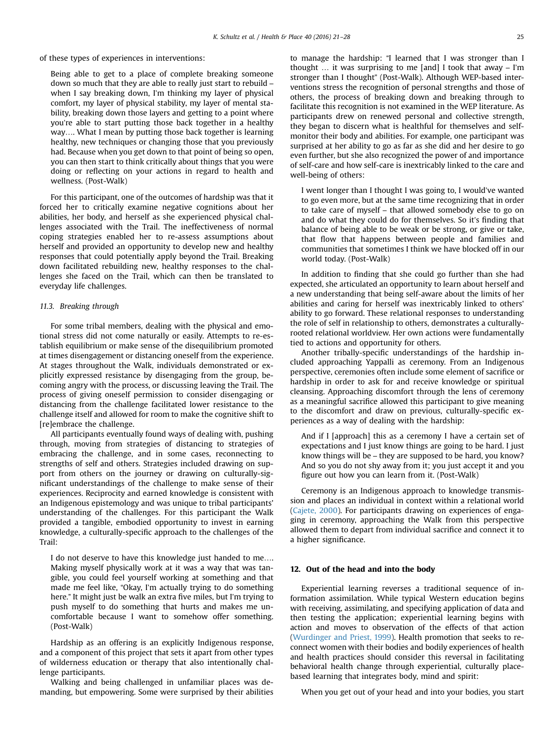of these types of experiences in interventions:

> Being able to get to a place of complete breaking someone down so much that they are able to really just start to rebuild – when I say breaking down, I'm thinking my layer of physical comfort, my layer of physical stability, my layer of mental stability, breaking down those layers and getting to a point where you're able to start putting those back together in a healthy way…. What I mean by putting those back together is learning healthy, new techniques or changing those that you previously had. Because when you get down to that point of being so open, you can then start to think critically about things that you were doing or reflecting on your actions in regard to health and wellness. (Post-Walk)

For this participant, one of the outcomes of hardship was that it forced her to critically examine negative cognitions about her abilities, her body, and herself as she experienced physical challenges associated with the Trail. The ineffectiveness of normal coping strategies enabled her to re-assess assumptions about herself and provided an opportunity to develop new and healthy responses that could potentially apply beyond the Trail. Breaking down facilitated rebuilding new, healthy responses to the challenges she faced on the Trail, which can then be translated to everyday life challenges.

### 11.3. Breaking through

For some tribal members, dealing with the physical and emotional stress did not come naturally or easily. Attempts to re-establish equilibrium or make sense of the disequilibrium promoted at times disengagement or distancing oneself from the experience. At stages throughout the Walk, individuals demonstrated or explicitly expressed resistance by disengaging from the group, becoming angry with the process, or discussing leaving the Trail. The process of giving oneself permission to consider disengaging or distancing from the challenge facilitated lower resistance to the challenge itself and allowed for room to make the cognitive shift to [re]embrace the challenge.

All participants eventually found ways of dealing with, pushing through, moving from strategies of distancing to strategies of embracing the challenge, and in some cases, reconnecting to strengths of self and others. Strategies included drawing on support from others on the journey or drawing on culturally-significant understandings of the challenge to make sense of their experiences. Reciprocity and earned knowledge is consistent with an Indigenous epistemology and was unique to tribal participants' understanding of the challenges. For this participant the Walk provided a tangible, embodied opportunity to invest in earning knowledge, a culturally-specific approach to the challenges of the Trail:

> I do not deserve to have this knowledge just handed to me…. Making myself physically work at it was a way that was tangible, you could feel yourself working at something and that made me feel like, "Okay, I'm actually trying to do something here." It might just be walk an extra five miles, but I'm trying to push myself to do something that hurts and makes me uncomfortable because I want to somehow offer something. (Post-Walk)

Hardship as an offering is an explicitly Indigenous response, and a component of this project that sets it apart from other types of wilderness education or therapy that also intentionally challenge participants.

Walking and being challenged in unfamiliar places was demanding, but empowering. Some were surprised by their abilities to manage the hardship: "I learned that I was stronger than I thought … it was surprising to me [and] I took that away – I'm stronger than I thought" (Post-Walk). Although WEP-based interventions stress the recognition of personal strengths and those of others, the process of breaking down and breaking through to facilitate this recognition is not examined in the WEP literature. As participants drew on renewed personal and collective strength, they began to discern what is healthful for themselves and self-monitor their body and abilities. For example, one participant was surprised at her ability to go as far as she did and her desire to go even further, but she also recognized the power and importance of self-care and how self-care is inextricably linked to the care and well-being of others:

> I went longer than I thought I was going to, I would've wanted to go even more, but at the same time recognizing that in order to take care of myself – that allowed somebody else to go on and do what they could do for themselves. So it's finding that balance of being able to be weak or be strong, or give or take, that flow that happens between people and families and communities that sometimes I think we have blocked off in our world today. (Post-Walk)

In addition to finding that she could go further than she had expected, she articulated an opportunity to learn about herself and a new understanding that being self-aware about the limits of her abilities and caring for herself was inextricably linked to others' ability to go forward. These relational responses to understanding the role of self in relationship to others, demonstrates a culturally-rooted relational worldview. Her own actions were fundamentally tied to actions and opportunity for others.

Another tribally-specific understandings of the hardship included approaching Yappalli as ceremony. From an Indigenous perspective, ceremonies often include some element of sacrifice or hardship in order to ask for and receive knowledge or spiritual cleansing. Approaching discomfort through the lens of ceremony as a meaningful sacrifice allowed this participant to give meaning to the discomfort and draw on previous, culturally-specific experiences as a way of dealing with the hardship:

> And if I [approach] this as a ceremony I have a certain set of expectations and I just know things are going to be hard. I just know things will be – they are supposed to be hard, you know? And so you do not shy away from it; you just accept it and you figure out how you can learn from it. (Post-Walk)

Ceremony is an Indigenous approach to knowledge transmission and places an individual in context within a relational world (Cajete, 2000). For participants drawing on experiences of engaging in ceremony, approaching the Walk from this perspective allowed them to depart from individual sacrifice and connect it to a higher significance.

## 12. Out of the head and into the body

Experiential learning reverses a traditional sequence of information assimilation. While typical Western education begins with receiving, assimilating, and specifying application of data and then testing the application; experiential learning begins with action and moves to observation of the effects of that action (Wurdinger and Priest, 1999). Health promotion that seeks to reconnect women with their bodies and bodily experiences of health and health practices should consider this reversal in facilitating behavioral health change through experiential, culturally place-based learning that integrates body, mind and spirit:

> When you get out of your head and into your bodies, you start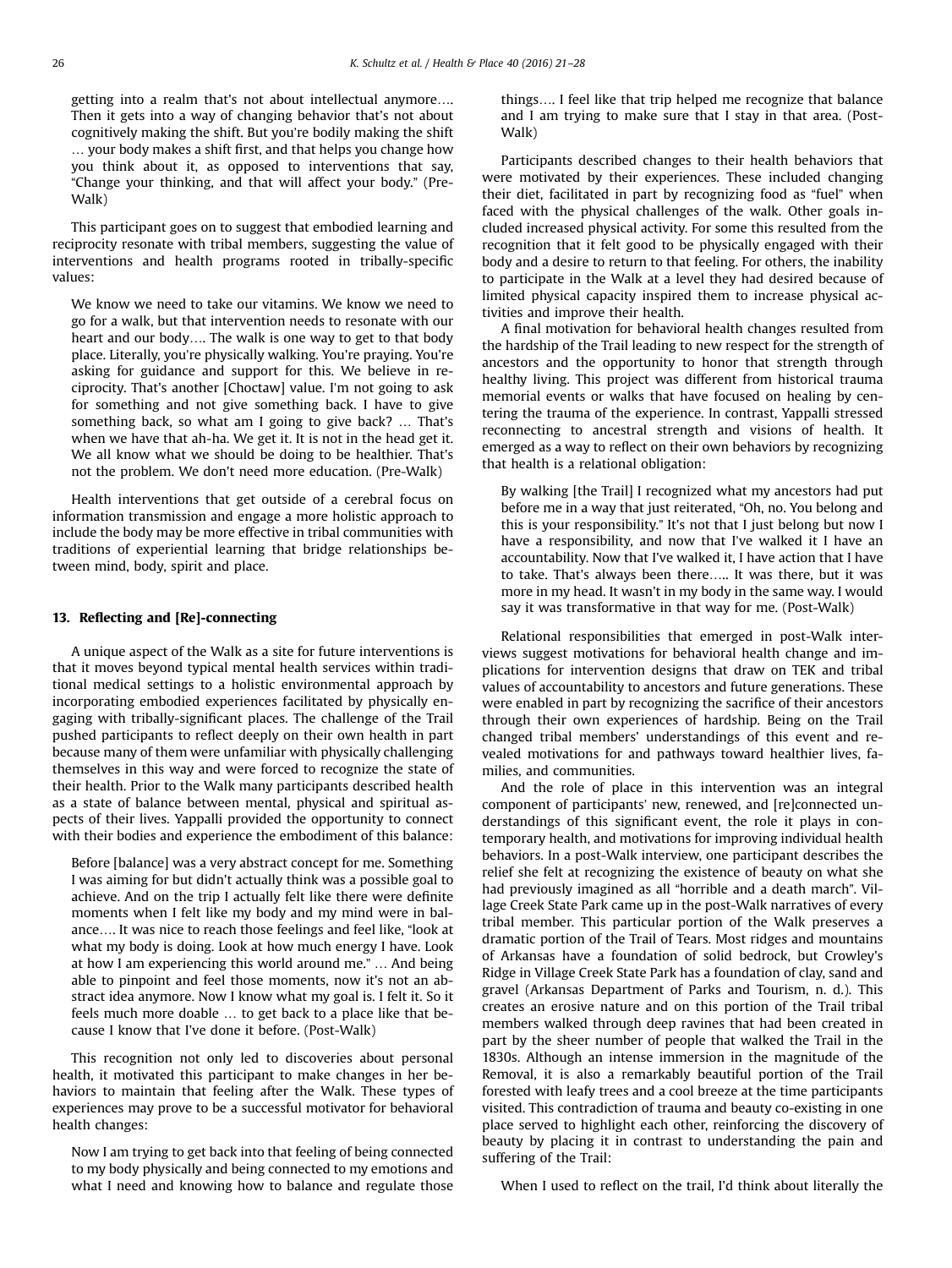getting into a realm that's not about intellectual anymore…. Then it gets into a way of changing behavior that's not about cognitively making the shift. But you're bodily making the shift … your body makes a shift first, and that helps you change how you think about it, as opposed to interventions that say, "Change your thinking, and that will affect your body." (Pre-Walk)

This participant goes on to suggest that embodied learning and reciprocity resonate with tribal members, suggesting the value of interventions and health programs rooted in tribally-specific values:

> We know we need to take our vitamins. We know we need to go for a walk, but that intervention needs to resonate with our heart and our body…. The walk is one way to get to that body place. Literally, you're physically walking. You're praying. You're asking for guidance and support for this. We believe in reciprocity. That's another [Choctaw] value. I'm not going to ask for something and not give something back. I have to give something back, so what am I going to give back? … That's when we have that ah-ha. We get it. It is not in the head get it. We all know what we should be doing to be healthier. That's not the problem. We don't need more education. (Pre-Walk)

Health interventions that get outside of a cerebral focus on information transmission and engage a more holistic approach to include the body may be more effective in tribal communities with traditions of experiential learning that bridge relationships between mind, body, spirit and place.

## 13. Reflecting and [Re]-connecting

A unique aspect of the Walk as a site for future interventions is that it moves beyond typical mental health services within traditional medical settings to a holistic environmental approach by incorporating embodied experiences facilitated by physically engaging with tribally-significant places. The challenge of the Trail pushed participants to reflect deeply on their own health in part because many of them were unfamiliar with physically challenging themselves in this way and were forced to recognize the state of their health. Prior to the Walk many participants described health as a state of balance between mental, physical and spiritual aspects of their lives. Yappalli provided the opportunity to connect with their bodies and experience the embodiment of this balance:

> Before [balance] was a very abstract concept for me. Something I was aiming for but didn't actually think was a possible goal to achieve. And on the trip I actually felt like there were definite moments when I felt like my body and my mind were in balance…. It was nice to reach those feelings and feel like, "look at what my body is doing. Look at how much energy I have. Look at how I am experiencing this world around me." … And being able to pinpoint and feel those moments, now it's not an abstract idea anymore. Now I know what my goal is. I felt it. So it feels much more doable … to get back to a place like that because I know that I've done it before. (Post-Walk)

This recognition not only led to discoveries about personal health, it motivated this participant to make changes in her behaviors to maintain that feeling after the Walk. These types of experiences may prove to be a successful motivator for behavioral health changes:

> Now I am trying to get back into that feeling of being connected to my body physically and being connected to my emotions and what I need and knowing how to balance and regulate those things…. I feel like that trip helped me recognize that balance and I am trying to make sure that I stay in that area. (Post-Walk)

Participants described changes to their health behaviors that were motivated by their experiences. These included changing their diet, facilitated in part by recognizing food as "fuel" when faced with the physical challenges of the walk. Other goals included increased physical activity. For some this resulted from the recognition that it felt good to be physically engaged with their body and a desire to return to that feeling. For others, the inability to participate in the Walk at a level they had desired because of limited physical capacity inspired them to increase physical activities and improve their health.

A final motivation for behavioral health changes resulted from the hardship of the Trail leading to new respect for the strength of ancestors and the opportunity to honor that strength through healthy living. This project was different from historical trauma memorial events or walks that have focused on healing by centering the trauma of the experience. In contrast, Yappalli stressed reconnecting to ancestral strength and visions of health. It emerged as a way to reflect on their own behaviors by recognizing that health is a relational obligation:

> By walking [the Trail] I recognized what my ancestors had put before me in a way that just reiterated, "Oh, no. You belong and this is your responsibility." It's not that I just belong but now I have a responsibility, and now that I've walked it I have an accountability. Now that I've walked it, I have action that I have to take. That's always been there….. It was there, but it was more in my head. It wasn't in my body in the same way. I would say it was transformative in that way for me. (Post-Walk)

Relational responsibilities that emerged in post-Walk interviews suggest motivations for behavioral health change and implications for intervention designs that draw on TEK and tribal values of accountability to ancestors and future generations. These were enabled in part by recognizing the sacrifice of their ancestors through their own experiences of hardship. Being on the Trail changed tribal members' understandings of this event and revealed motivations for and pathways toward healthier lives, families, and communities.

And the role of place in this intervention was an integral component of participants' new, renewed, and [re]connected understandings of this significant event, the role it plays in contemporary health, and motivations for improving individual health behaviors. In a post-Walk interview, one participant describes the relief she felt at recognizing the existence of beauty on what she had previously imagined as all "horrible and a death march". Village Creek State Park came up in the post-Walk narratives of every tribal member. This particular portion of the Walk preserves a dramatic portion of the Trail of Tears. Most ridges and mountains of Arkansas have a foundation of solid bedrock, but Crowley's Ridge in Village Creek State Park has a foundation of clay, sand and gravel (Arkansas Department of Parks and Tourism, n. d.). This creates an erosive nature and on this portion of the Trail tribal members walked through deep ravines that had been created in part by the sheer number of people that walked the Trail in the 1830s. Although an intense immersion in the magnitude of the Removal, it is also a remarkably beautiful portion of the Trail forested with leafy trees and a cool breeze at the time participants visited. This contradiction of trauma and beauty co-existing in one place served to highlight each other, reinforcing the discovery of beauty by placing it in contrast to understanding the pain and suffering of the Trail:

> When I used to reflect on the trail, I'd think about literally the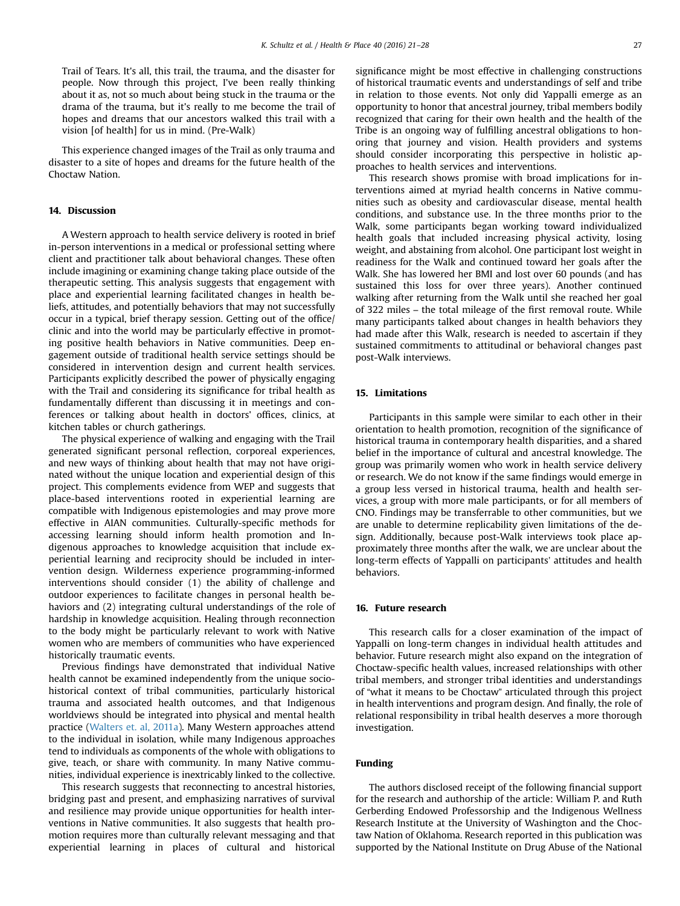Trail of Tears. It's all, this trail, the trauma, and the disaster for people. Now through this project, I've been really thinking about it as, not so much about being stuck in the trauma or the drama of the trauma, but it's really to me become the trail of hopes and dreams that our ancestors walked this trail with a vision [of health] for us in mind. (Pre-Walk)

This experience changed images of the Trail as only trauma and disaster to a site of hopes and dreams for the future health of the Choctaw Nation.

## 14. Discussion

A Western approach to health service delivery is rooted in brief in-person interventions in a medical or professional setting where client and practitioner talk about behavioral changes. These often include imagining or examining change taking place outside of the therapeutic setting. This analysis suggests that engagement with place and experiential learning facilitated changes in health beliefs, attitudes, and potentially behaviors that may not successfully occur in a typical, brief therapy session. Getting out of the office/clinic and into the world may be particularly effective in promoting positive health behaviors in Native communities. Deep engagement outside of traditional health service settings should be considered in intervention design and current health services. Participants explicitly described the power of physically engaging with the Trail and considering its significance for tribal health as fundamentally different than discussing it in meetings and conferences or talking about health in doctors' offices, clinics, at kitchen tables or church gatherings.

The physical experience of walking and engaging with the Trail generated significant personal reflection, corporeal experiences, and new ways of thinking about health that may not have originated without the unique location and experiential design of this project. This complements evidence from WEP and suggests that place-based interventions rooted in experiential learning are compatible with Indigenous epistemologies and may prove more effective in AIAN communities. Culturally-specific methods for accessing learning should inform health promotion and Indigenous approaches to knowledge acquisition that include experiential learning and reciprocity should be included in intervention design. Wilderness experience programming-informed interventions should consider (1) the ability of challenge and outdoor experiences to facilitate changes in personal health behaviors and (2) integrating cultural understandings of the role of hardship in knowledge acquisition. Healing through reconnection to the body might be particularly relevant to work with Native women who are members of communities who have experienced historically traumatic events.

Previous findings have demonstrated that individual Native health cannot be examined independently from the unique socio-historical context of tribal communities, particularly historical trauma and associated health outcomes, and that Indigenous worldviews should be integrated into physical and mental health practice (Walters et. al, 2011a). Many Western approaches attend to the individual in isolation, while many Indigenous approaches tend to individuals as components of the whole with obligations to give, teach, or share with community. In many Native communities, individual experience is inextricably linked to the collective.

This research suggests that reconnecting to ancestral histories, bridging past and present, and emphasizing narratives of survival and resilience may provide unique opportunities for health interventions in Native communities. It also suggests that health promotion requires more than culturally relevant messaging and that experiential learning in places of cultural and historical significance might be most effective in challenging constructions of historical traumatic events and understandings of self and tribe in relation to those events. Not only did Yappalli emerge as an opportunity to honor that ancestral journey, tribal members bodily recognized that caring for their own health and the health of the Tribe is an ongoing way of fulfilling ancestral obligations to honoring that journey and vision. Health providers and systems should consider incorporating this perspective in holistic approaches to health services and interventions.

This research shows promise with broad implications for interventions aimed at myriad health concerns in Native communities such as obesity and cardiovascular disease, mental health conditions, and substance use. In the three months prior to the Walk, some participants began working toward individualized health goals that included increasing physical activity, losing weight, and abstaining from alcohol. One participant lost weight in readiness for the Walk and continued toward her goals after the Walk. She has lowered her BMI and lost over 60 pounds (and has sustained this loss for over three years). Another continued walking after returning from the Walk until she reached her goal of 322 miles – the total mileage of the first removal route. While many participants talked about changes in health behaviors they had made after this Walk, research is needed to ascertain if they sustained commitments to attitudinal or behavioral changes past post-Walk interviews.

## 15. Limitations

Participants in this sample were similar to each other in their orientation to health promotion, recognition of the significance of historical trauma in contemporary health disparities, and a shared belief in the importance of cultural and ancestral knowledge. The group was primarily women who work in health service delivery or research. We do not know if the same findings would emerge in a group less versed in historical trauma, health and health services, a group with more male participants, or for all members of CNO. Findings may be transferrable to other communities, but we are unable to determine replicability given limitations of the design. Additionally, because post-Walk interviews took place approximately three months after the walk, we are unclear about the long-term effects of Yappalli on participants' attitudes and health behaviors.

## 16. Future research

This research calls for a closer examination of the impact of Yappalli on long-term changes in individual health attitudes and behavior. Future research might also expand on the integration of Choctaw-specific health values, increased relationships with other tribal members, and stronger tribal identities and understandings of "what it means to be Choctaw" articulated through this project in health interventions and program design. And finally, the role of relational responsibility in tribal health deserves a more thorough investigation.

## Funding

The authors disclosed receipt of the following financial support for the research and authorship of the article: William P. and Ruth Gerberding Endowed Professorship and the Indigenous Wellness Research Institute at the University of Washington and the Choctaw Nation of Oklahoma. Research reported in this publication was supported by the National Institute on Drug Abuse of the National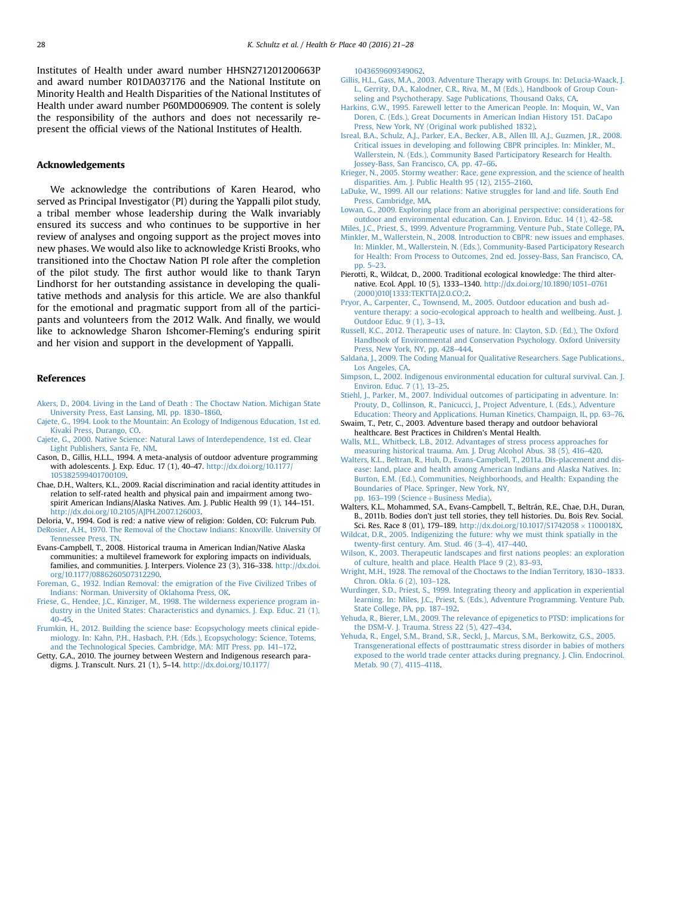Institutes of Health under award number HHSN271201200663P and award number R01DA037176 and the National Institute on Minority Health and Health Disparities of the National Institutes of Health under award number P60MD006909. The content is solely the responsibility of the authors and does not necessarily represent the official views of the National Institutes of Health.

## Acknowledgements

We acknowledge the contributions of Karen Hearod, who served as Principal Investigator (PI) during the Yappalli pilot study, a tribal member whose leadership during the Walk invariably ensured its success and who continues to be supportive in her review of analyses and ongoing support as the project moves into new phases. We would also like to acknowledge Kristi Brooks, who transitioned into the Choctaw Nation PI role after the completion of the pilot study. The first author would like to thank Taryn Lindhorst for her outstanding assistance in developing the qualitative methods and analysis for this article. We are also thankful for the emotional and pragmatic support from all of the participants and volunteers from the 2012 Walk. And finally, we would like to acknowledge Sharon Ishcomer-Fleming's enduring spirit and her vision and support in the development of Yappalli.

## References

Akers, D., 2004. Living in the Land of Death : The Choctaw Nation. Michigan State University Press, East Lansing, MI, pp. 1830–1860.

Cajete, G., 1994. Look to the Mountain: An Ecology of Indigenous Education, 1st ed. Kivakí Press, Durango, CO.

Cajete, G., 2000. Native Science: Natural Laws of Interdependence, 1st ed. Clear Light Publishers, Santa Fe, NM.

Cason, D., Gillis, H.L.L., 1994. A meta-analysis of outdoor adventure programming with adolescents. J. Exp. Educ. 17 (1), 40–47. http://dx.doi.org/10.1177/105382599401700109.

Chae, D.H., Walters, K.L., 2009. Racial discrimination and racial identity attitudes in relation to self-rated health and physical pain and impairment among two-spirit American Indians/Alaska Natives. Am. J. Public Health 99 (1), 144–151. http://dx.doi.org/10.2105/AJPH.2007.126003.

Deloria, V., 1994. God is red: a native view of religion: Golden, CO: Fulcrum Pub.

DeRosier, A.H., 1970. The Removal of the Choctaw Indians: Knoxville. University Of Tennessee Press, TN.

Evans-Campbell, T., 2008. Historical trauma in American Indian/Native Alaska communities: a multilevel framework for exploring impacts on individuals, families, and communities. J. Interpers. Violence 23 (3), 316–338. http://dx.doi.org/10.1177/0886260507312290.

Foreman, G., 1932. Indian Removal: the emigration of the Five Civilized Tribes of Indians: Norman. University of Oklahoma Press, OK.

Friese, G., Hendee, J.C., Kinziger, M., 1998. The wilderness experience program industry in the United States: Characteristics and dynamics. J. Exp. Educ. 21 (1), 40–45.

Frumkin, H., 2012. Building the science base: Ecopsychology meets clinical epidemiology. In: Kahn, P.H., Hasbach, P.H. (Eds.), Ecopsychology: Science, Totems, and the Technological Species. Cambridge, MA: MIT Press, pp. 141–172.

Getty, G.A., 2010. The journey between Western and Indigenous research paradigms. J. Transcult. Nurs. 21 (1), 5–14. http://dx.doi.org/10.1177/1043659609349062.

Gillis, H.L., Gass, M.A., 2003. Adventure Therapy with Groups. In: DeLucia-Waack, J. L., Gerrity, D.A., Kalodner, C.R., Riva, M., M (Eds.), Handbook of Group Counseling and Psychotherapy. Sage Publications, Thousand Oaks, CA.

Harkins, G.W., 1995. Farewell letter to the American People. In: Moquin, W., Van Doren, C. (Eds.), Great Documents in American Indian History 151. DaCapo Press, New York, NY (Original work published 1832).

Isreal, B.A., Schulz, A.J., Parker, E.A., Becker, A.B., Allen III, A.J., Guzmen, J.R., 2008. Critical issues in developing and following CBPR principles. In: Minkler, M., Wallerstein, N. (Eds.), Community Based Participatory Research for Health. Jossey-Bass, San Francisco, CA, pp. 47–66.

Krieger, N., 2005. Stormy weather: Race, gene expression, and the science of health disparities. Am. J. Public Health 95 (12), 2155–2160.

LaDuke, W., 1999. All our relations: Native struggles for land and life. South End Press, Cambridge, MA.

Lowan, G., 2009. Exploring place from an aboriginal perspective: considerations for outdoor and environmental education. Can. J. Environ. Educ. 14 (1), 42–58.

Miles, J.C., Priest, S., 1999. Adventure Programming. Venture Pub., State College, PA.

Minkler, M., Wallerstein, N., 2008. Introduction to CBPR: new issues and emphases. In: Minkler, M., Wallerstein, N. (Eds.), Community-Based Participatory Research for Health: From Process to Outcomes, 2nd ed. Jossey-Bass, San Francisco, CA, pp. 5–23.

Pierotti, R., Wildcat, D., 2000. Traditional ecological knowledge: The third alternative. Ecol. Appl. 10 (5), 1333–1340. http://dx.doi.org/10.1890/1051–0761(2000)010[1333:TEKTTA]2.0.CO;2.

Pryor, A., Carpenter, C., Townsend, M., 2005. Outdoor education and bush adventure therapy: a socio-ecological approach to health and wellbeing. Aust. J. Outdoor Educ. 9 (1), 3–13.

Russell, K.C., 2012. Therapeutic uses of nature. In: Clayton, S.D. (Ed.), The Oxford Handbook of Environmental and Conservation Psychology. Oxford University Press, New York, NY, pp. 428–444.

Saldaña, J., 2009. The Coding Manual for Qualitative Researchers. Sage Publications., Los Angeles, CA.

Simpson, L., 2002. Indigenous environmental education for cultural survival. Can. J. Environ. Educ. 7 (1), 13–25.

Stiehl, J., Parker, M., 2007. Individual outcomes of participating in adventure. In: Prouty, D., Collinson, R., Panicucci, J., Project Adventure, I. (Eds.), Adventure Education: Theory and Applications. Human Kinetics, Champaign, IL, pp. 63–76.

Swaim, T., Petr, C., 2003. Adventure based therapy and outdoor behavioral healthcare. Best Practices in Children's Mental Health.

Walls, M.L., Whitbeck, L.B., 2012. Advantages of stress process approaches for measuring historical trauma. Am. J. Drug Alcohol Abus. 38 (5), 416–420.

Walters, K.L., Beltran, R., Huh, D., Evans-Campbell, T., 2011a. Dis-placement and disease: land, place and health among American Indians and Alaska Natives. In: Burton, E.M. (Ed.), Communities, Neighborhoods, and Health: Expanding the Boundaries of Place. Springer, New York, NY, pp. 163–199 (Science+Business Media).

Walters, K.L., Mohammed, S.A., Evans-Campbell, T., Beltrán, R.E., Chae, D.H., Duran, B., 2011b. Bodies don't just tell stories, they tell histories. Du. Bois Rev. Social. Sci. Res. Race 8 (01), 179–189. http://dx.doi.org/10.1017/S1742058 × 1100018X.

Wildcat, D.R., 2005. Indigenizing the future: why we must think spatially in the twenty-first century. Am. Stud. 46 (3–4), 417–440.

Wilson, K., 2003. Therapeutic landscapes and first nations peoples: an exploration of culture, health and place. Health Place 9 (2), 83–93.

Wright, M.H., 1928. The removal of the Choctaws to the Indian Territory, 1830–1833. Chron. Okla. 6 (2), 103–128.

Wurdinger, S.D., Priest, S., 1999. Integrating theory and application in experiential learning. In: Miles, J.C., Priest, S. (Eds.), Adventure Programming. Venture Pub, State College, PA, pp. 187–192.

Yehuda, R., Bierer, L.M., 2009. The relevance of epigenetics to PTSD: implications for the DSM-V. J. Trauma. Stress 22 (5), 427–434.

Yehuda, R., Engel, S.M., Brand, S.R., Seckl, J., Marcus, S.M., Berkowitz, G.S., 2005. Transgenerational effects of posttraumatic stress disorder in babies of mothers exposed to the world trade center attacks during pregnancy. J. Clin. Endocrinol. Metab. 90 (7), 4115–4118.